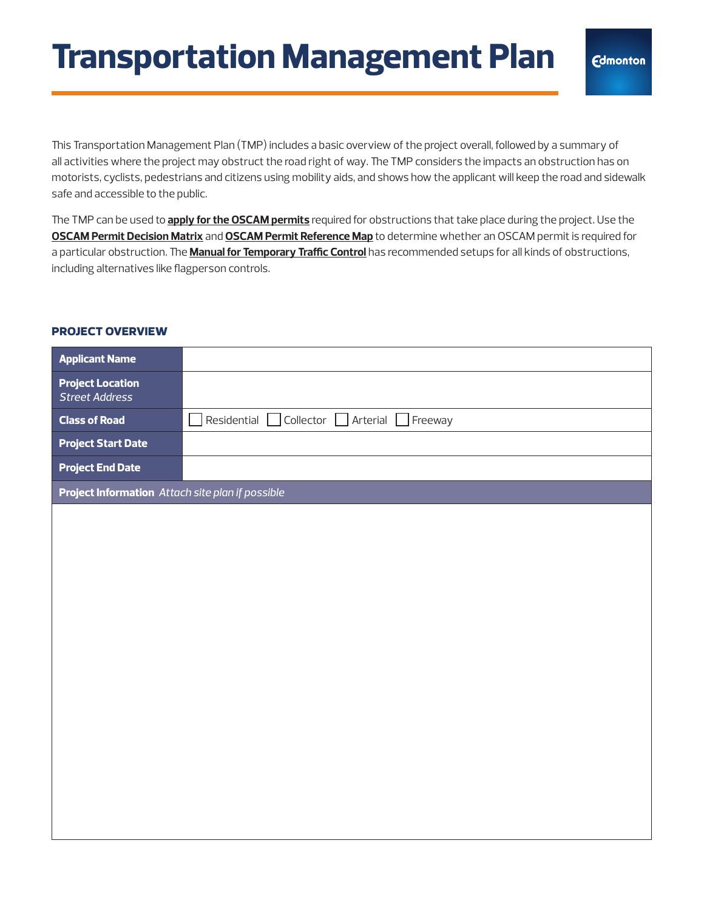# Transportation Management Plan

Edmonton

This Transportation Management Plan (TMP) includes a basic overview of the project overall, followed by a summary of all activities where the project may obstruct the road right of way. The TMP considers the impacts an obstruction has on motorists, cyclists, pedestrians and citizens using mobility aids, and shows how the applicant will keep the road and sidewalk safe and accessible to the public.

The TMP can be used to **apply for the OSCAM permits** required for obstructions that take place during the project. Use the **OSCAM Permit Decision Matrix** and **OSCAM Permit Reference Map** to determine whether an OSCAM permit is required for a particular obstruction. The **Manual for Temporary Traffic Control** has recommended setups for all kinds of obstructions, including alternatives like flagperson controls.

## PROJECT OVERVIEW

| | |
|---|---|
| **Applicant Name** | |
| **Project Location** *Street Address* | |
| **Class of Road** | ☐ Residential ☐ Collector ☐ Arterial ☐ Freeway |
| **Project Start Date** | |
| **Project End Date** | |
| **Project Information** *Attach site plan if possible* | |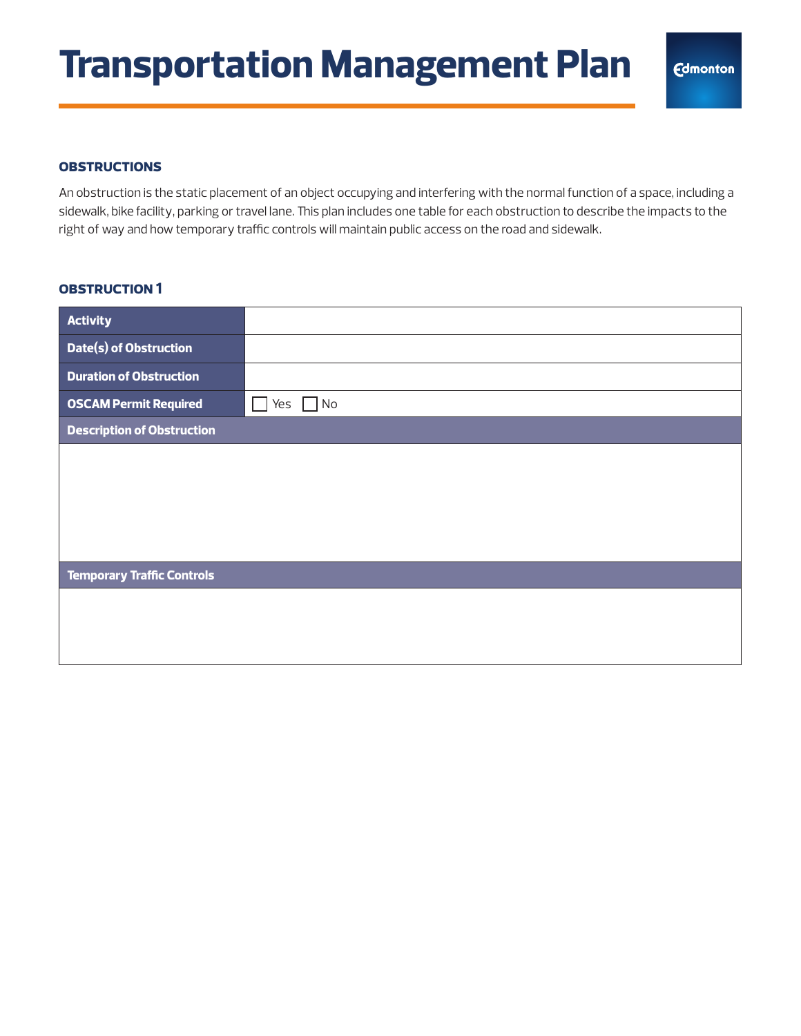# Transportation Management Plan

### OBSTRUCTIONS

An obstruction is the static placement of an object occupying and interfering with the normal function of a space, including a sidewalk, bike facility, parking or travel lane. This plan includes one table for each obstruction to describe the impacts to the right of way and how temporary traffic controls will maintain public access on the road and sidewalk.

### OBSTRUCTION 1

| | |
|---|---|
| **Activity** | |
| **Date(s) of Obstruction** | |
| **Duration of Obstruction** | |
| **OSCAM Permit Required** | ☐ Yes ☐ No |
| **Description of Obstruction** | |
| | |
| **Temporary Traffic Controls** | |
| | |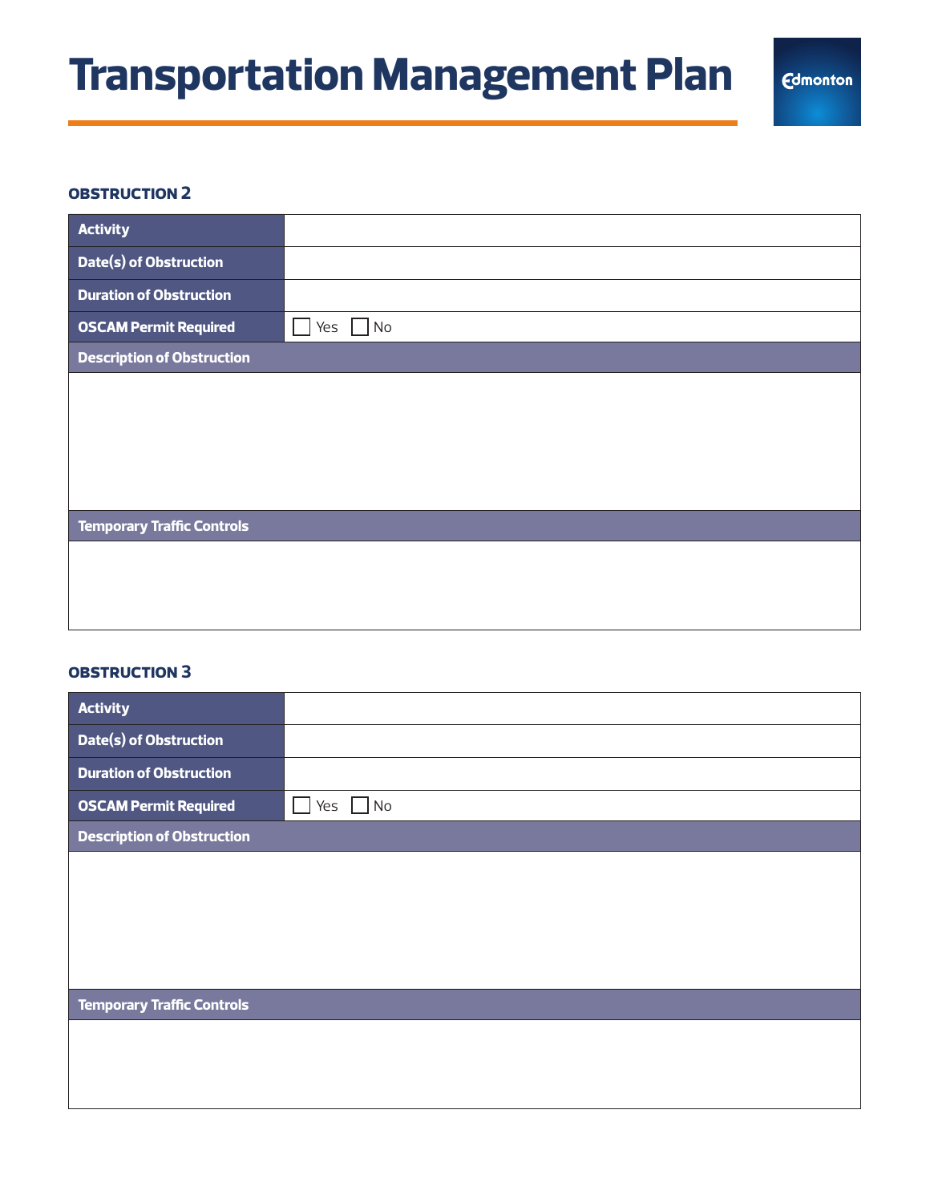# Transportation Management Plan

### OBSTRUCTION 2

| Activity | |
|---|---|
| Date(s) of Obstruction | |
| Duration of Obstruction | |
| OSCAM Permit Required | ☐ Yes ☐ No |

| Description of Obstruction |
|---|
| |

| Temporary Traffic Controls |
|---|
| |

### OBSTRUCTION 3

| Activity | |
|---|---|
| Date(s) of Obstruction | |
| Duration of Obstruction | |
| OSCAM Permit Required | ☐ Yes ☐ No |

| Description of Obstruction |
|---|
| |

| Temporary Traffic Controls |
|---|
| |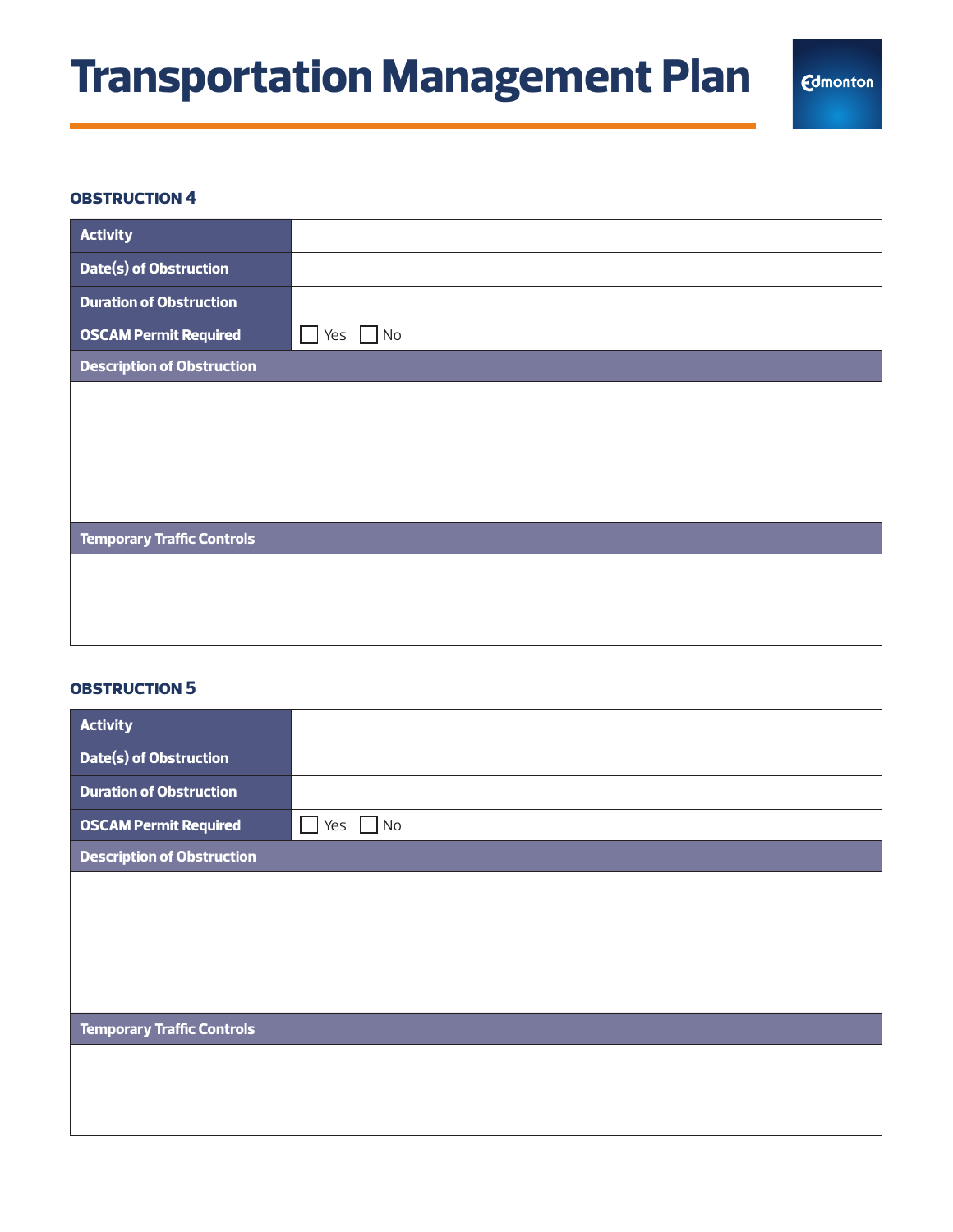# Transportation Management Plan

### OBSTRUCTION 4

| Activity | |
|---|---|
| Date(s) of Obstruction | |
| Duration of Obstruction | |
| OSCAM Permit Required | ☐ Yes ☐ No |

**Description of Obstruction**

**Temporary Traffic Controls**

### OBSTRUCTION 5

| Activity | |
|---|---|
| Date(s) of Obstruction | |
| Duration of Obstruction | |
| OSCAM Permit Required | ☐ Yes ☐ No |

**Description of Obstruction**

**Temporary Traffic Controls**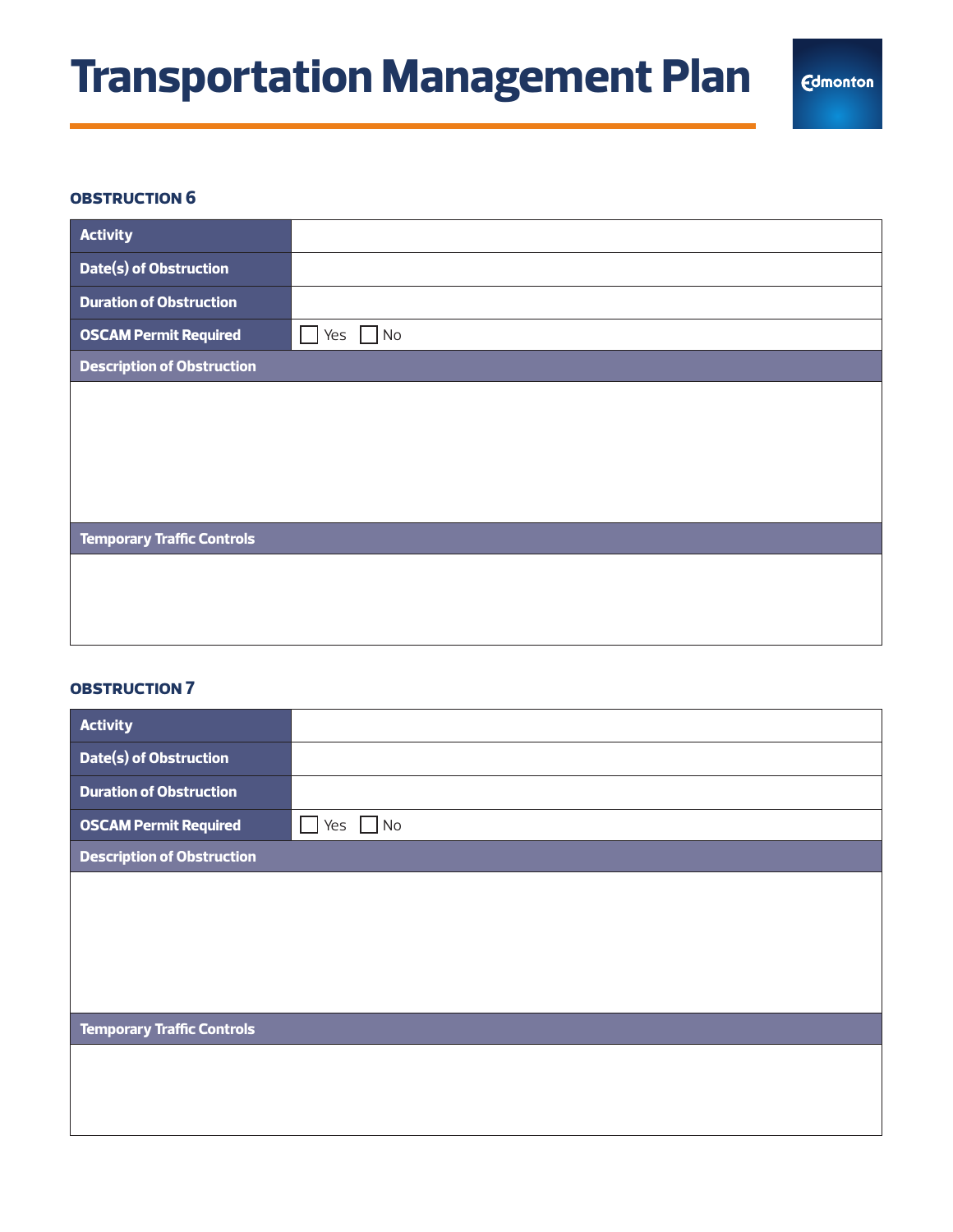# Transportation Management Plan

### OBSTRUCTION 6

| | |
|---|---|
| **Activity** | |
| **Date(s) of Obstruction** | |
| **Duration of Obstruction** | |
| **OSCAM Permit Required** | ☐ Yes ☐ No |

**Description of Obstruction**

**Temporary Traffic Controls**

### OBSTRUCTION 7

| | |
|---|---|
| **Activity** | |
| **Date(s) of Obstruction** | |
| **Duration of Obstruction** | |
| **OSCAM Permit Required** | ☐ Yes ☐ No |

**Description of Obstruction**

**Temporary Traffic Controls**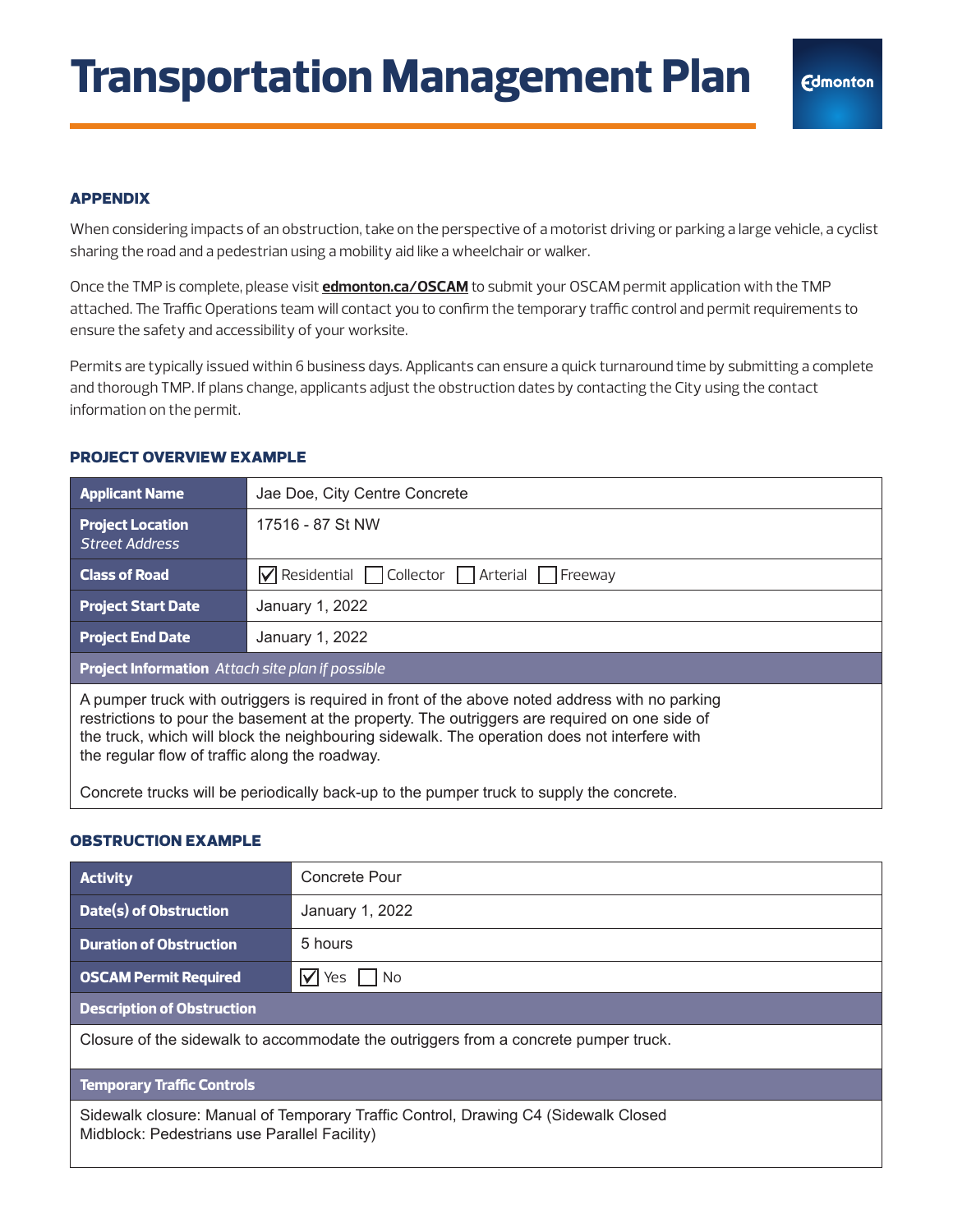# Transportation Management Plan

### APPENDIX

When considering impacts of an obstruction, take on the perspective of a motorist driving or parking a large vehicle, a cyclist sharing the road and a pedestrian using a mobility aid like a wheelchair or walker.

Once the TMP is complete, please visit **edmonton.ca/OSCAM** to submit your OSCAM permit application with the TMP attached. The Traffic Operations team will contact you to confirm the temporary traffic control and permit requirements to ensure the safety and accessibility of your worksite.

Permits are typically issued within 6 business days. Applicants can ensure a quick turnaround time by submitting a complete and thorough TMP. If plans change, applicants adjust the obstruction dates by contacting the City using the contact information on the permit.

### PROJECT OVERVIEW EXAMPLE

| | |
|---|---|
| **Applicant Name** | Jae Doe, City Centre Concrete |
| **Project Location** *Street Address* | 17516 - 87 St NW |
| **Class of Road** | ☑ Residential ☐ Collector ☐ Arterial ☐ Freeway |
| **Project Start Date** | January 1, 2022 |
| **Project End Date** | January 1, 2022 |
| **Project Information** *Attach site plan if possible* | |
| A pumper truck with outriggers is required in front of the above noted address with no parking restrictions to pour the basement at the property. The outriggers are required on one side of the truck, which will block the neighbouring sidewalk. The operation does not interfere with the regular flow of traffic along the roadway.<br><br>Concrete trucks will be periodically back-up to the pumper truck to supply the concrete. | |

### OBSTRUCTION EXAMPLE

| | |
|---|---|
| **Activity** | Concrete Pour |
| **Date(s) of Obstruction** | January 1, 2022 |
| **Duration of Obstruction** | 5 hours |
| **OSCAM Permit Required** | ☑ Yes ☐ No |
| **Description of Obstruction** | |
| Closure of the sidewalk to accommodate the outriggers from a concrete pumper truck. | |
| **Temporary Traffic Controls** | |
| Sidewalk closure: Manual of Temporary Traffic Control, Drawing C4 (Sidewalk Closed Midblock: Pedestrians use Parallel Facility) | |